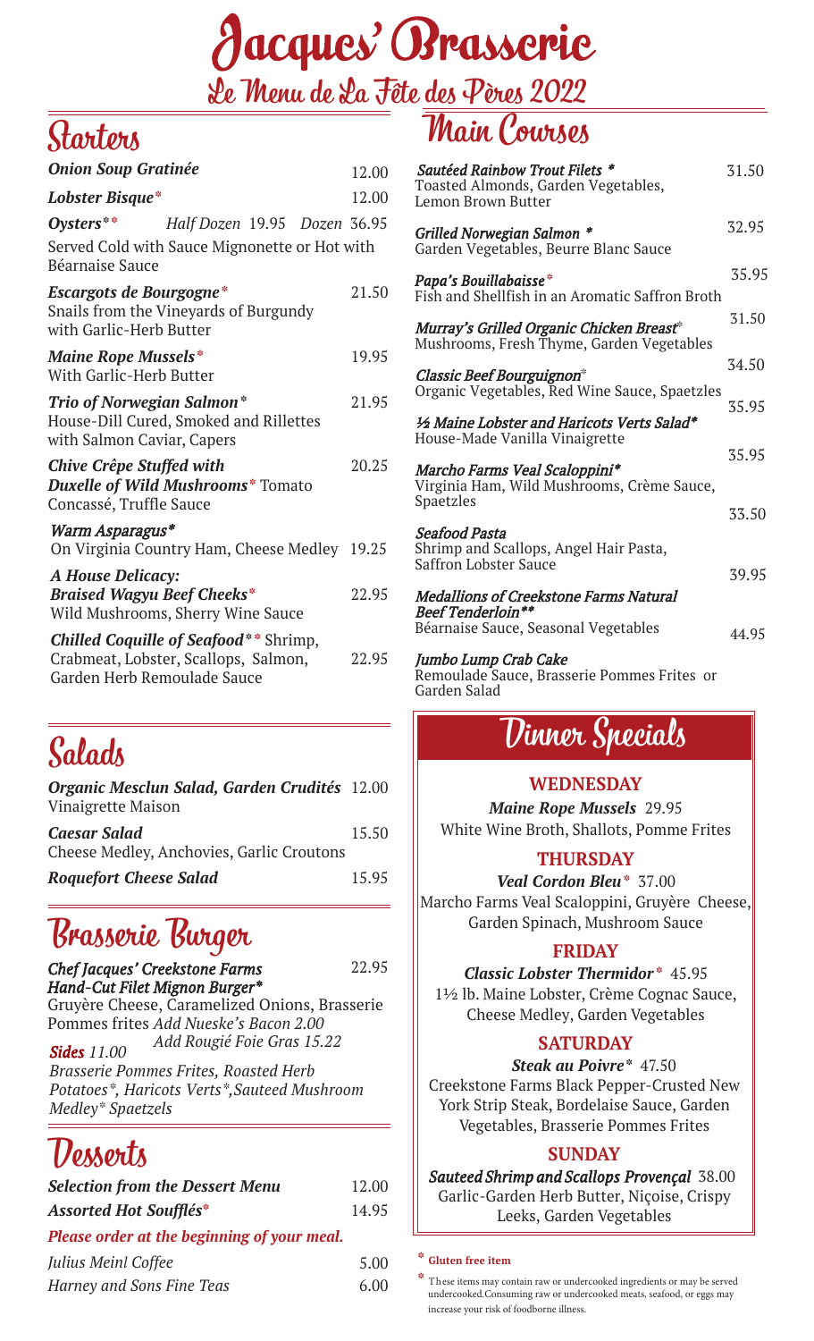# Jacques' Brasserie

## Le Menu de La Fête des Pères 2022

## Starters

**Onion Soup Gratinée** 12.00

**Lobster Bisque*** 12.00

**Oysters**** Half Dozen 19.95 Dozen 36.95
Served Cold with Sauce Mignonette or Hot with Béarnaise Sauce

**Escargots de Bourgogne*** 21.50
Snails from the Vineyards of Burgundy with Garlic-Herb Butter

**Maine Rope Mussels*** 19.95
With Garlic-Herb Butter

**Trio of Norwegian Salmon*** 21.95
House-Dill Cured, Smoked and Rillettes with Salmon Caviar, Capers

**Chive Crêpe Stuffed with Duxelle of Wild Mushrooms*** Tomato Concassé, Truffle Sauce 20.25

**Warm Asparagus***
On Virginia Country Ham, Cheese Medley 19.25

**A House Delicacy:**
**Braised Wagyu Beef Cheeks*** 22.95
Wild Mushrooms, Sherry Wine Sauce

**Chilled Coquille of Seafood**** Shrimp, Crabmeat, Lobster, Scallops, Salmon, Garden Herb Remoulade Sauce 22.95

## Salads

**Organic Mesclun Salad, Garden Crudités** 12.00
Vinaigrette Maison

**Caesar Salad** 15.50
Cheese Medley, Anchovies, Garlic Croutons

**Roquefort Cheese Salad** 15.95

## Brasserie Burger

**Chef Jacques' Creekstone Farms Hand-Cut Filet Mignon Burger*** 22.95
Gruyère Cheese, Caramelized Onions, Brasserie Pommes frites *Add Nueske's Bacon 2.00*
*Add Rougié Foie Gras 15.22*

**Sides** *11.00*
*Brasserie Pommes Frites, Roasted Herb Potatoes*, Haricots Verts*, Sauteed Mushroom Medley* Spaetzels*

## Desserts

**Selection from the Dessert Menu** 12.00

**Assorted Hot Soufflés*** 14.95

***Please order at the beginning of your meal.***

*Julius Meinl Coffee* 5.00

*Harney and Sons Fine Teas* 6.00

## Main Courses

**Sautéed Rainbow Trout Filets *** 31.50
Toasted Almonds, Garden Vegetables, Lemon Brown Butter

**Grilled Norwegian Salmon *** 32.95
Garden Vegetables, Beurre Blanc Sauce

**Papa's Bouillabaisse*** 35.95
Fish and Shellfish in an Aromatic Saffron Broth

**Murray's Grilled Organic Chicken Breast*** 31.50
Mushrooms, Fresh Thyme, Garden Vegetables

**Classic Beef Bourguignon*** 34.50
Organic Vegetables, Red Wine Sauce, Spaetzles

**½ Maine Lobster and Haricots Verts Salad*** 35.95
House-Made Vanilla Vinaigrette

**Marcho Farms Veal Scaloppini*** 35.95
Virginia Ham, Wild Mushrooms, Crème Sauce, Spaetzles

**Seafood Pasta** 33.50
Shrimp and Scallops, Angel Hair Pasta, Saffron Lobster Sauce

**Medallions of Creekstone Farms Natural Beef Tenderloin**** 39.95
Béarnaise Sauce, Seasonal Vegetables

**Jumbo Lump Crab Cake** 44.95
Remoulade Sauce, Brasserie Pommes Frites or Garden Salad

## Dinner Specials

**WEDNESDAY**

**Maine Rope Mussels** 29.95
White Wine Broth, Shallots, Pomme Frites

**THURSDAY**

**Veal Cordon Bleu*** 37.00
Marcho Farms Veal Scaloppini, Gruyère Cheese, Garden Spinach, Mushroom Sauce

**FRIDAY**

**Classic Lobster Thermidor*** 45.95
1½ lb. Maine Lobster, Crème Cognac Sauce, Cheese Medley, Garden Vegetables

**SATURDAY**

**Steak au Poivre*** 47.50
Creekstone Farms Black Pepper-Crusted New York Strip Steak, Bordelaise Sauce, Garden Vegetables, Brasserie Pommes Frites

**SUNDAY**

**Sauteed Shrimp and Scallops Provençal** 38.00
Garlic-Garden Herb Butter, Niçoise, Crispy Leeks, Garden Vegetables

* **Gluten free item**

* These items may contain raw or undercooked ingredients or may be served undercooked. Consuming raw or undercooked meats, seafood, or eggs may increase your risk of foodborne illness.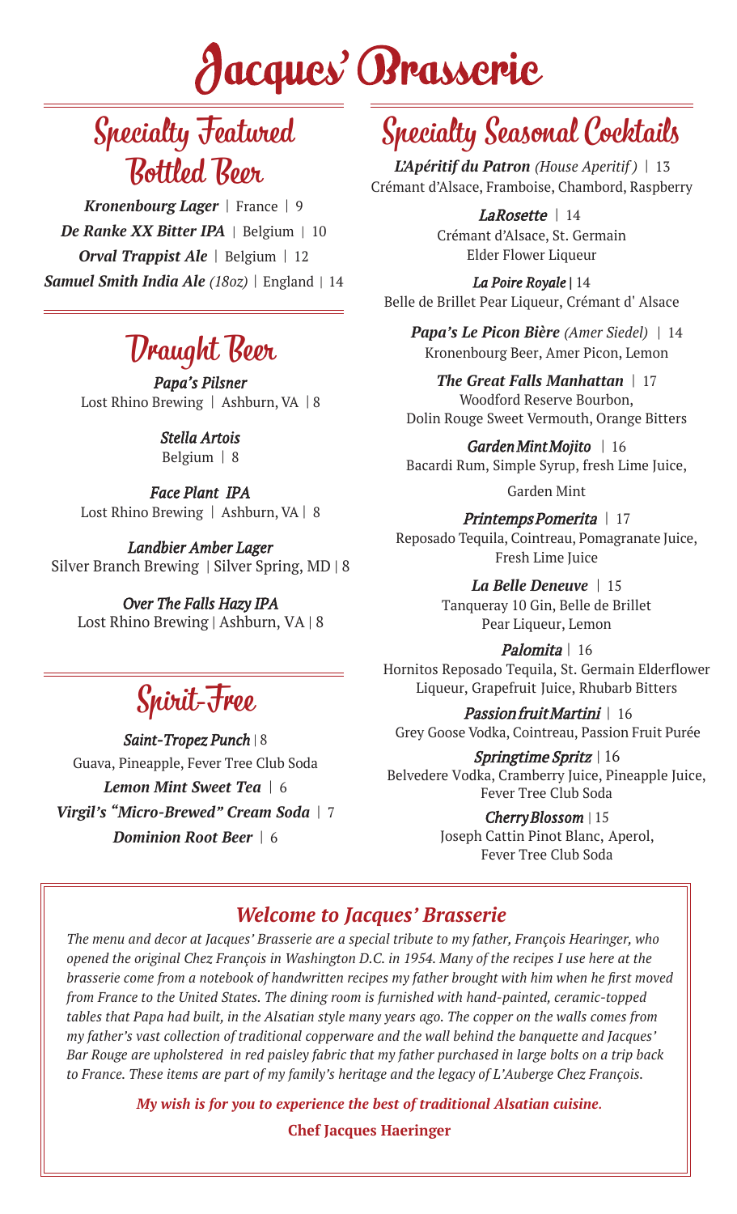# Jacques' Brasserie

## Specialty Featured Bottled Beer

***Kronenbourg Lager*** | France | 9

***De Ranke XX Bitter IPA*** | Belgium | 10

***Orval Trappist Ale*** | Belgium | 12

***Samuel Smith India Ale*** *(18oz)* | England | 14

## Draught Beer

***Papa's Pilsner***
Lost Rhino Brewing | Ashburn, VA | 8

***Stella Artois***
Belgium | 8

***Face Plant IPA***
Lost Rhino Brewing | Ashburn, VA | 8

***Landbier Amber Lager***
Silver Branch Brewing | Silver Spring, MD | 8

***Over The Falls Hazy IPA***
Lost Rhino Brewing | Ashburn, VA | 8

## Spirit-Free

***Saint-Tropez Punch*** | 8
Guava, Pineapple, Fever Tree Club Soda

***Lemon Mint Sweet Tea*** | 6

***Virgil's "Micro-Brewed" Cream Soda*** | 7

***Dominion Root Beer*** | 6

## Specialty Seasonal Cocktails

***L'Apéritif du Patron*** *(House Aperitif )* | 13
Crémant d'Alsace, Framboise, Chambord, Raspberry

***LaRosette*** | 14
Crémant d'Alsace, St. Germain
Elder Flower Liqueur

***La Poire Royale*** | 14
Belle de Brillet Pear Liqueur, Crémant d' Alsace

***Papa's Le Picon Bière*** *(Amer Siedel)* | 14
Kronenbourg Beer, Amer Picon, Lemon

***The Great Falls Manhattan*** | 17
Woodford Reserve Bourbon,
Dolin Rouge Sweet Vermouth, Orange Bitters

***Garden Mint Mojito*** | 16
Bacardi Rum, Simple Syrup, fresh Lime Juice,
Garden Mint

***Printemps Pomerita*** | 17
Reposado Tequila, Cointreau, Pomagranate Juice,
Fresh Lime Juice

***La Belle Deneuve*** | 15
Tanqueray 10 Gin, Belle de Brillet
Pear Liqueur, Lemon

***Palomita*** | 16
Hornitos Reposado Tequila, St. Germain Elderflower
Liqueur, Grapefruit Juice, Rhubarb Bitters

***Passion fruit Martini*** | 16
Grey Goose Vodka, Cointreau, Passion Fruit Purée

***Springtime Spritz*** | 16
Belvedere Vodka, Cramberry Juice, Pineapple Juice,
Fever Tree Club Soda

***Cherry Blossom*** | 15
Joseph Cattin Pinot Blanc, Aperol,
Fever Tree Club Soda

### *Welcome to Jacques' Brasserie*

*The menu and decor at Jacques' Brasserie are a special tribute to my father, François Hearinger, who opened the original Chez François in Washington D.C. in 1954. Many of the recipes I use here at the brasserie come from a notebook of handwritten recipes my father brought with him when he first moved from France to the United States. The dining room is furnished with hand-painted, ceramic-topped tables that Papa had built, in the Alsatian style many years ago. The copper on the walls comes from my father's vast collection of traditional copperware and the wall behind the banquette and Jacques' Bar Rouge are upholstered in red paisley fabric that my father purchased in large bolts on a trip back to France. These items are part of my family's heritage and the legacy of L'Auberge Chez François.*

***My wish is for you to experience the best of traditional Alsatian cuisine.***

**Chef Jacques Haeringer**